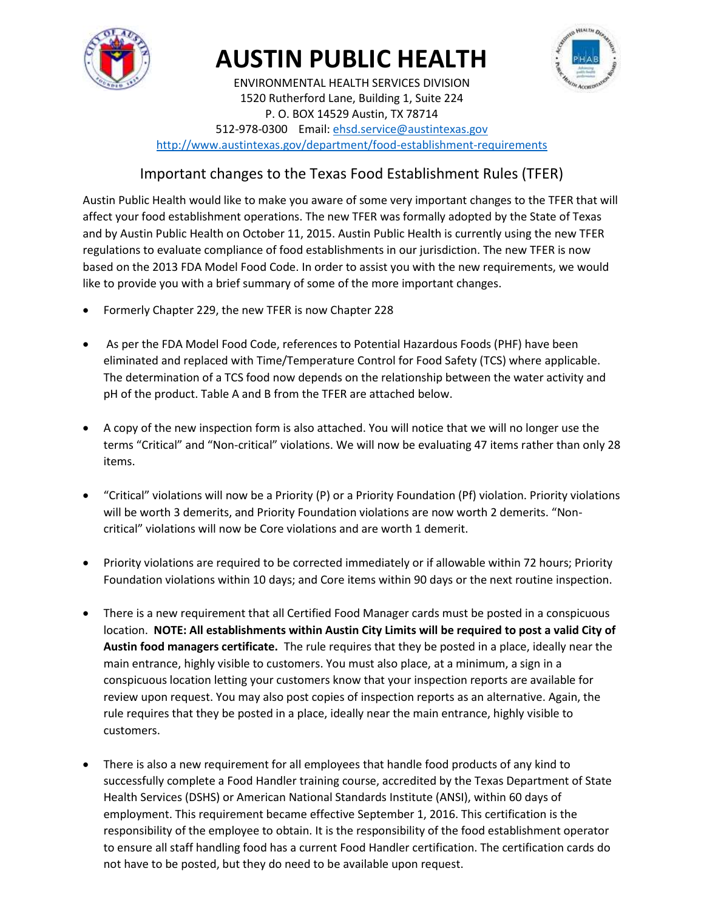# AUSTIN PUBLIC HEALTH

ENVIRONMENTAL HEALTH SERVICES DIVISION
1520 Rutherford Lane, Building 1, Suite 224
P. O. BOX 14529 Austin, TX 78714
512-978-0300 Email: ehsd.service@austintexas.gov
http://www.austintexas.gov/department/food-establishment-requirements

## Important changes to the Texas Food Establishment Rules (TFER)

Austin Public Health would like to make you aware of some very important changes to the TFER that will affect your food establishment operations. The new TFER was formally adopted by the State of Texas and by Austin Public Health on October 11, 2015. Austin Public Health is currently using the new TFER regulations to evaluate compliance of food establishments in our jurisdiction. The new TFER is now based on the 2013 FDA Model Food Code. In order to assist you with the new requirements, we would like to provide you with a brief summary of some of the more important changes.

- Formerly Chapter 229, the new TFER is now Chapter 228
- As per the FDA Model Food Code, references to Potential Hazardous Foods (PHF) have been eliminated and replaced with Time/Temperature Control for Food Safety (TCS) where applicable. The determination of a TCS food now depends on the relationship between the water activity and pH of the product. Table A and B from the TFER are attached below.
- A copy of the new inspection form is also attached. You will notice that we will no longer use the terms "Critical" and "Non-critical" violations. We will now be evaluating 47 items rather than only 28 items.
- "Critical" violations will now be a Priority (P) or a Priority Foundation (Pf) violation. Priority violations will be worth 3 demerits, and Priority Foundation violations are now worth 2 demerits. "Non-critical" violations will now be Core violations and are worth 1 demerit.
- Priority violations are required to be corrected immediately or if allowable within 72 hours; Priority Foundation violations within 10 days; and Core items within 90 days or the next routine inspection.
- There is a new requirement that all Certified Food Manager cards must be posted in a conspicuous location. **NOTE: All establishments within Austin City Limits will be required to post a valid City of Austin food managers certificate.** The rule requires that they be posted in a place, ideally near the main entrance, highly visible to customers. You must also place, at a minimum, a sign in a conspicuous location letting your customers know that your inspection reports are available for review upon request. You may also post copies of inspection reports as an alternative. Again, the rule requires that they be posted in a place, ideally near the main entrance, highly visible to customers.
- There is also a new requirement for all employees that handle food products of any kind to successfully complete a Food Handler training course, accredited by the Texas Department of State Health Services (DSHS) or American National Standards Institute (ANSI), within 60 days of employment. This requirement became effective September 1, 2016. This certification is the responsibility of the employee to obtain. It is the responsibility of the food establishment operator to ensure all staff handling food has a current Food Handler certification. The certification cards do not have to be posted, but they do need to be available upon request.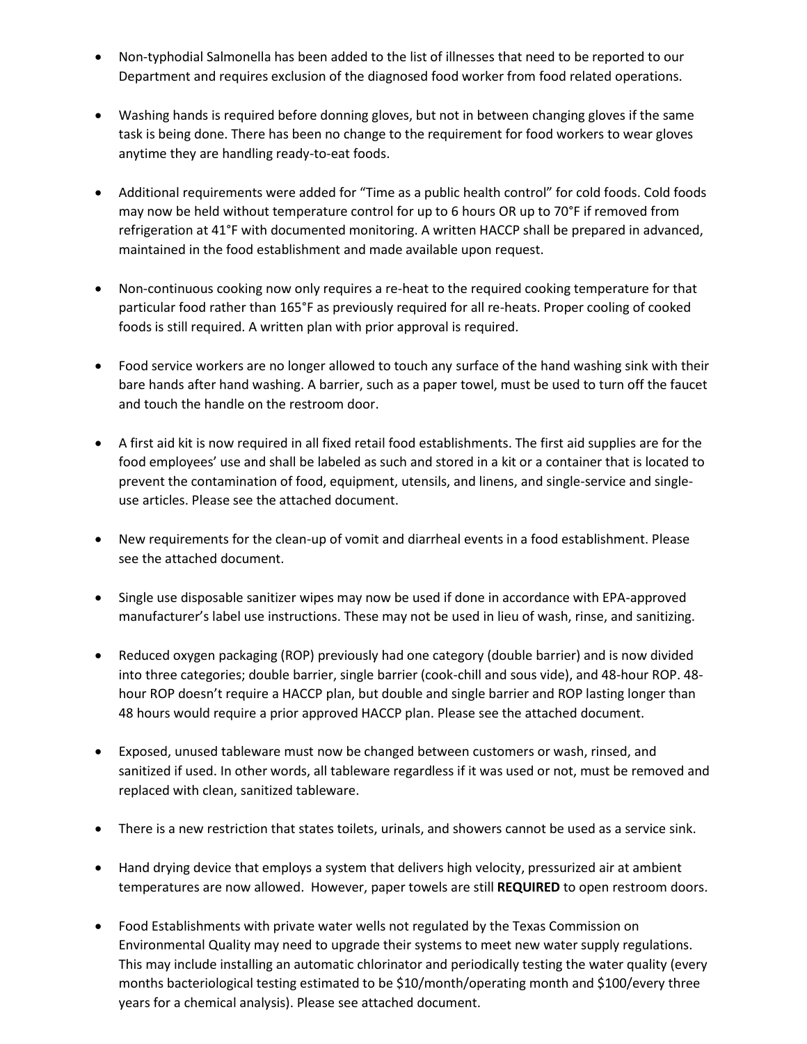- Non-typhodial Salmonella has been added to the list of illnesses that need to be reported to our Department and requires exclusion of the diagnosed food worker from food related operations.

- Washing hands is required before donning gloves, but not in between changing gloves if the same task is being done. There has been no change to the requirement for food workers to wear gloves anytime they are handling ready-to-eat foods.

- Additional requirements were added for "Time as a public health control" for cold foods. Cold foods may now be held without temperature control for up to 6 hours OR up to 70°F if removed from refrigeration at 41°F with documented monitoring. A written HACCP shall be prepared in advanced, maintained in the food establishment and made available upon request.

- Non-continuous cooking now only requires a re-heat to the required cooking temperature for that particular food rather than 165°F as previously required for all re-heats. Proper cooling of cooked foods is still required. A written plan with prior approval is required.

- Food service workers are no longer allowed to touch any surface of the hand washing sink with their bare hands after hand washing. A barrier, such as a paper towel, must be used to turn off the faucet and touch the handle on the restroom door.

- A first aid kit is now required in all fixed retail food establishments. The first aid supplies are for the food employees' use and shall be labeled as such and stored in a kit or a container that is located to prevent the contamination of food, equipment, utensils, and linens, and single-service and single-use articles. Please see the attached document.

- New requirements for the clean-up of vomit and diarrheal events in a food establishment. Please see the attached document.

- Single use disposable sanitizer wipes may now be used if done in accordance with EPA-approved manufacturer's label use instructions. These may not be used in lieu of wash, rinse, and sanitizing.

- Reduced oxygen packaging (ROP) previously had one category (double barrier) and is now divided into three categories; double barrier, single barrier (cook-chill and sous vide), and 48-hour ROP. 48-hour ROP doesn't require a HACCP plan, but double and single barrier and ROP lasting longer than 48 hours would require a prior approved HACCP plan. Please see the attached document.

- Exposed, unused tableware must now be changed between customers or wash, rinsed, and sanitized if used. In other words, all tableware regardless if it was used or not, must be removed and replaced with clean, sanitized tableware.

- There is a new restriction that states toilets, urinals, and showers cannot be used as a service sink.

- Hand drying device that employs a system that delivers high velocity, pressurized air at ambient temperatures are now allowed. However, paper towels are still **REQUIRED** to open restroom doors.

- Food Establishments with private water wells not regulated by the Texas Commission on Environmental Quality may need to upgrade their systems to meet new water supply regulations. This may include installing an automatic chlorinator and periodically testing the water quality (every months bacteriological testing estimated to be $10/month/operating month and $100/every three years for a chemical analysis). Please see attached document.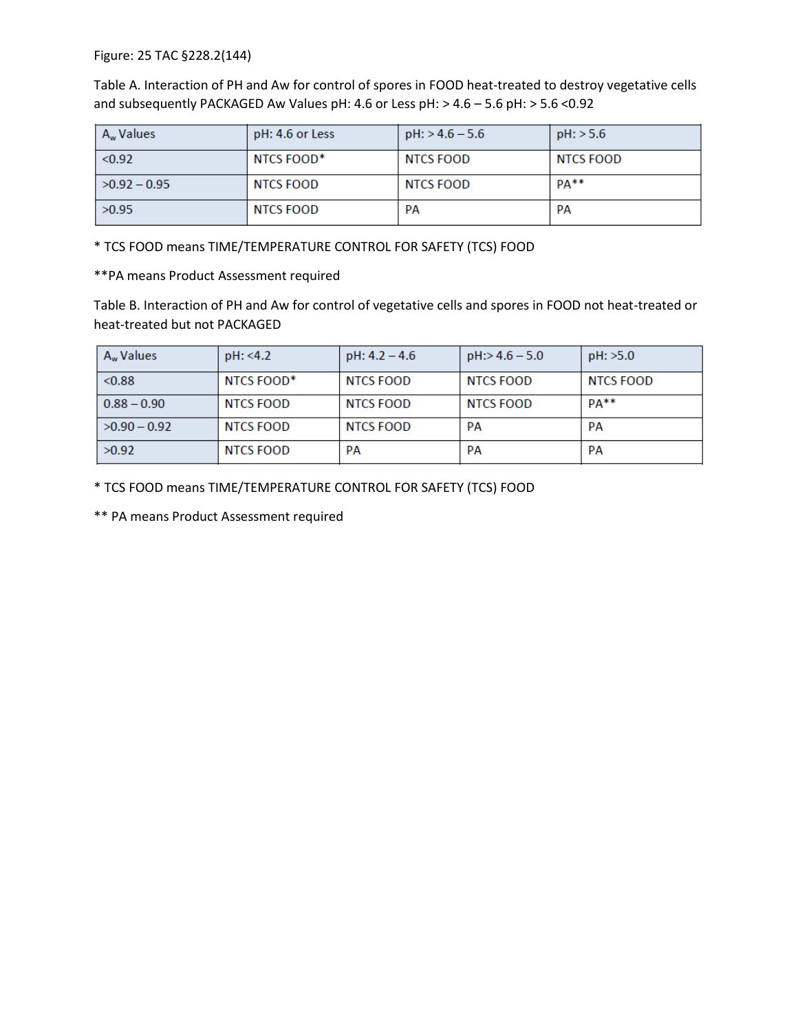Figure: 25 TAC §228.2(144)

Table A. Interaction of PH and Aw for control of spores in FOOD heat-treated to destroy vegetative cells and subsequently PACKAGED Aw Values pH: 4.6 or Less pH: > 4.6 – 5.6 pH: > 5.6 <0.92

| $A_w$ Values | pH: 4.6 or Less | pH: > 4.6 – 5.6 | pH: > 5.6 |
|---|---|---|---|
| <0.92 | NTCS FOOD* | NTCS FOOD | NTCS FOOD |
| >0.92 – 0.95 | NTCS FOOD | NTCS FOOD | PA** |
| >0.95 | NTCS FOOD | PA | PA |

* TCS FOOD means TIME/TEMPERATURE CONTROL FOR SAFETY (TCS) FOOD

**PA means Product Assessment required

Table B. Interaction of PH and Aw for control of vegetative cells and spores in FOOD not heat-treated or heat-treated but not PACKAGED

| $A_w$ Values | pH: <4.2 | pH: 4.2 – 4.6 | pH:> 4.6 – 5.0 | pH: >5.0 |
|---|---|---|---|---|
| <0.88 | NTCS FOOD* | NTCS FOOD | NTCS FOOD | NTCS FOOD |
| 0.88 – 0.90 | NTCS FOOD | NTCS FOOD | NTCS FOOD | PA** |
| >0.90 – 0.92 | NTCS FOOD | NTCS FOOD | PA | PA |
| >0.92 | NTCS FOOD | PA | PA | PA |

* TCS FOOD means TIME/TEMPERATURE CONTROL FOR SAFETY (TCS) FOOD

** PA means Product Assessment required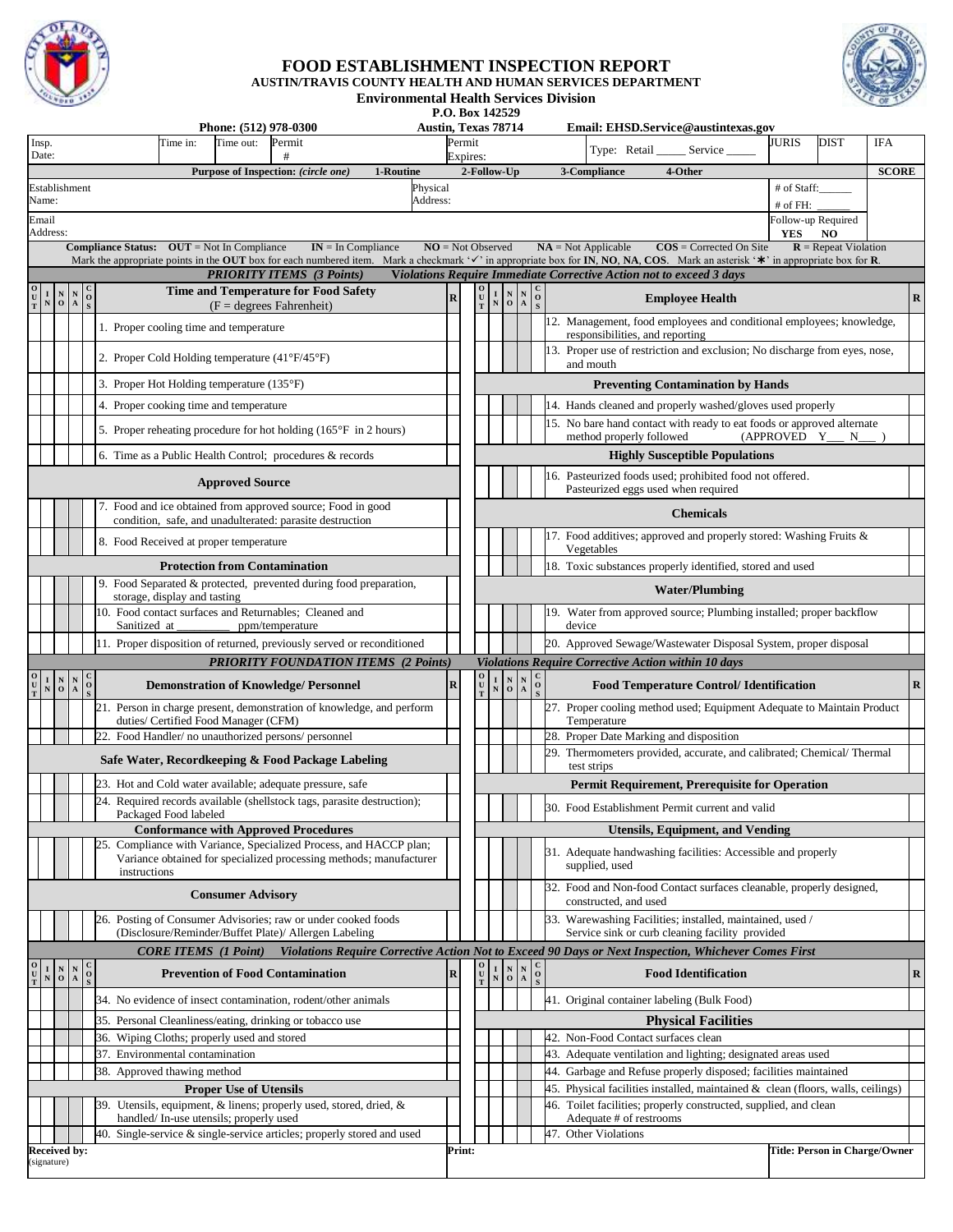# FOOD ESTABLISHMENT INSPECTION REPORT

**AUSTIN/TRAVIS COUNTY HEALTH AND HUMAN SERVICES DEPARTMENT**

**Environmental Health Services Division**

**P.O. Box 142529**

**Phone: (512) 978-0300** **Austin, Texas 78714** **Email: EHSD.Service@austintexas.gov**

| Insp. Date: | Time in: | Time out: | Permit # | Permit Expires: | Type: Retail _____ Service _____ | JURIS | DIST | IFA |
|---|---|---|---|---|---|---|---|---|

**Purpose of Inspection:** *(circle one)* **1-Routine** **2-Follow-Up** **3-Compliance** **4-Other** **SCORE**

| Establishment Name: | Physical Address: | # of Staff:______ # of FH: ______ |
|---|---|---|
| Email Address: | | Follow-up Required YES NO |

**Compliance Status:** **OUT** = Not In Compliance **IN** = In Compliance **NO** = Not Observed **NA** = Not Applicable **COS** = Corrected On Site **R** = Repeat Violation

Mark the appropriate points in the **OUT** box for each numbered item. Mark a checkmark '✓' in appropriate box for **IN**, **NO**, **NA**, **COS**. Mark an asterisk '✱' in appropriate box for **R**.

## *PRIORITY ITEMS (3 Points)* *Violations Require Immediate Corrective Action not to exceed 3 days*

| OUT | IN | NO | NA | COS | Time and Temperature for Food Safety (F = degrees Fahrenheit) | R | OUT | IN | NO | NA | COS | Employee Health | R |
|---|---|---|---|---|---|---|---|---|---|---|---|---|---|
| | | | | | 1. Proper cooling time and temperature | | | | | | | 12. Management, food employees and conditional employees; knowledge, responsibilities, and reporting | |
| | | | | | 2. Proper Cold Holding temperature (41°F/45°F) | | | | | | | 13. Proper use of restriction and exclusion; No discharge from eyes, nose, and mouth | |
| | | | | | 3. Proper Hot Holding temperature (135°F) | | | | | | | **Preventing Contamination by Hands** | |
| | | | | | 4. Proper cooking time and temperature | | | | | | | 14. Hands cleaned and properly washed/gloves used properly | |
| | | | | | 5. Proper reheating procedure for hot holding (165°F in 2 hours) | | | | | | | 15. No bare hand contact with ready to eat foods or approved alternate method properly followed (APPROVED Y___ N___ ) | |
| | | | | | 6. Time as a Public Health Control; procedures & records | | | | | | | **Highly Susceptible Populations** | |
| | | | | | **Approved Source** | | | | | | | 16. Pasteurized foods used; prohibited food not offered. Pasteurized eggs used when required | |
| | | | | | 7. Food and ice obtained from approved source; Food in good condition, safe, and unadulterated: parasite destruction | | | | | | | **Chemicals** | |
| | | | | | 8. Food Received at proper temperature | | | | | | | 17. Food additives; approved and properly stored: Washing Fruits & Vegetables | |
| | | | | | **Protection from Contamination** | | | | | | | 18. Toxic substances properly identified, stored and used | |
| | | | | | 9. Food Separated & protected, prevented during food preparation, storage, display and tasting | | | | | | | **Water/Plumbing** | |
| | | | | | 10. Food contact surfaces and Returnables; Cleaned and Sanitized at _________ ppm/temperature | | | | | | | 19. Water from approved source; Plumbing installed; proper backflow device | |
| | | | | | 11. Proper disposition of returned, previously served or reconditioned | | | | | | | 20. Approved Sewage/Wastewater Disposal System, proper disposal | |

## *PRIORITY FOUNDATION ITEMS (2 Points)* *Violations Require Corrective Action within 10 days*

| OUT | IN | NO | NA | COS | Demonstration of Knowledge/ Personnel | R | OUT | IN | NO | NA | COS | Food Temperature Control/ Identification | R |
|---|---|---|---|---|---|---|---|---|---|---|---|---|---|
| | | | | | 21. Person in charge present, demonstration of knowledge, and perform duties/ Certified Food Manager (CFM) | | | | | | | 27. Proper cooling method used; Equipment Adequate to Maintain Product Temperature | |
| | | | | | 22. Food Handler/ no unauthorized persons/ personnel | | | | | | | 28. Proper Date Marking and disposition | |
| | | | | | **Safe Water, Recordkeeping & Food Package Labeling** | | | | | | | 29. Thermometers provided, accurate, and calibrated; Chemical/ Thermal test strips | |
| | | | | | 23. Hot and Cold water available; adequate pressure, safe | | | | | | | **Permit Requirement, Prerequisite for Operation** | |
| | | | | | 24. Required records available (shellstock tags, parasite destruction); Packaged Food labeled | | | | | | | 30. Food Establishment Permit current and valid | |
| | | | | | **Conformance with Approved Procedures** | | | | | | | **Utensils, Equipment, and Vending** | |
| | | | | | 25. Compliance with Variance, Specialized Process, and HACCP plan; Variance obtained for specialized processing methods; manufacturer instructions | | | | | | | 31. Adequate handwashing facilities: Accessible and properly supplied, used | |
| | | | | | **Consumer Advisory** | | | | | | | 32. Food and Non-food Contact surfaces cleanable, properly designed, constructed, and used | |
| | | | | | 26. Posting of Consumer Advisories; raw or under cooked foods (Disclosure/Reminder/Buffet Plate)/ Allergen Labeling | | | | | | | 33. Warewashing Facilities; installed, maintained, used / Service sink or curb cleaning facility provided | |

## *CORE ITEMS (1 Point)* *Violations Require Corrective Action Not to Exceed 90 Days or Next Inspection, Whichever Comes First*

| OUT | IN | NO | NA | COS | Prevention of Food Contamination | R | OUT | IN | NO | NA | COS | Food Identification | R |
|---|---|---|---|---|---|---|---|---|---|---|---|---|---|
| | | | | | 34. No evidence of insect contamination, rodent/other animals | | | | | | | 41. Original container labeling (Bulk Food) | |
| | | | | | 35. Personal Cleanliness/eating, drinking or tobacco use | | | | | | | **Physical Facilities** | |
| | | | | | 36. Wiping Cloths; properly used and stored | | | | | | | 42. Non-Food Contact surfaces clean | |
| | | | | | 37. Environmental contamination | | | | | | | 43. Adequate ventilation and lighting; designated areas used | |
| | | | | | 38. Approved thawing method | | | | | | | 44. Garbage and Refuse properly disposed; facilities maintained | |
| | | | | | **Proper Use of Utensils** | | | | | | | 45. Physical facilities installed, maintained & clean (floors, walls, ceilings) | |
| | | | | | 39. Utensils, equipment, & linens; properly used, stored, dried, & handled/ In-use utensils; properly used | | | | | | | 46. Toilet facilities; properly constructed, supplied, and clean Adequate # of restrooms | |
| | | | | | 40. Single-service & single-service articles; properly stored and used | | | | | | | 47. Other Violations | |

| Received by: (signature) | Print: | Title: Person in Charge/Owner |
|---|---|---|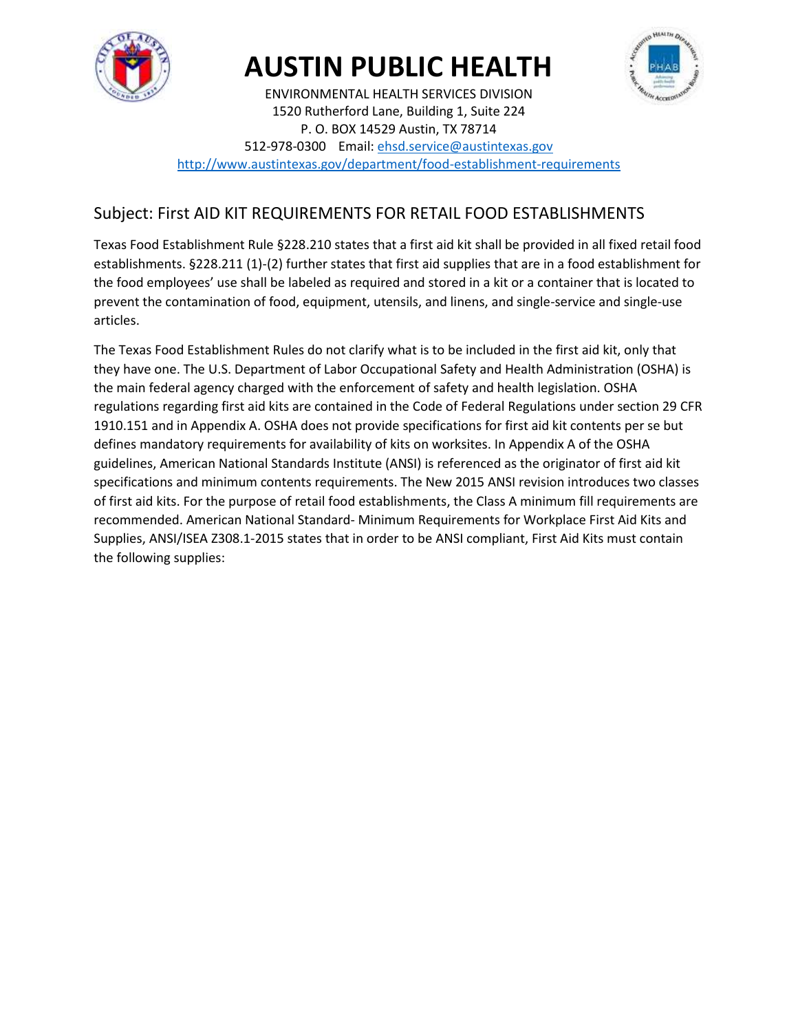# AUSTIN PUBLIC HEALTH

ENVIRONMENTAL HEALTH SERVICES DIVISION
1520 Rutherford Lane, Building 1, Suite 224
P. O. BOX 14529 Austin, TX 78714
512-978-0300 Email: [ehsd.service@austintexas.gov](mailto:ehsd.service@austintexas.gov)
[http://www.austintexas.gov/department/food-establishment-requirements](http://www.austintexas.gov/department/food-establishment-requirements)

## Subject: First AID KIT REQUIREMENTS FOR RETAIL FOOD ESTABLISHMENTS

Texas Food Establishment Rule §228.210 states that a first aid kit shall be provided in all fixed retail food establishments. §228.211 (1)-(2) further states that first aid supplies that are in a food establishment for the food employees' use shall be labeled as required and stored in a kit or a container that is located to prevent the contamination of food, equipment, utensils, and linens, and single-service and single-use articles.

The Texas Food Establishment Rules do not clarify what is to be included in the first aid kit, only that they have one. The U.S. Department of Labor Occupational Safety and Health Administration (OSHA) is the main federal agency charged with the enforcement of safety and health legislation. OSHA regulations regarding first aid kits are contained in the Code of Federal Regulations under section 29 CFR 1910.151 and in Appendix A. OSHA does not provide specifications for first aid kit contents per se but defines mandatory requirements for availability of kits on worksites. In Appendix A of the OSHA guidelines, American National Standards Institute (ANSI) is referenced as the originator of first aid kit specifications and minimum contents requirements. The New 2015 ANSI revision introduces two classes of first aid kits. For the purpose of retail food establishments, the Class A minimum fill requirements are recommended. American National Standard- Minimum Requirements for Workplace First Aid Kits and Supplies, ANSI/ISEA Z308.1-2015 states that in order to be ANSI compliant, First Aid Kits must contain the following supplies: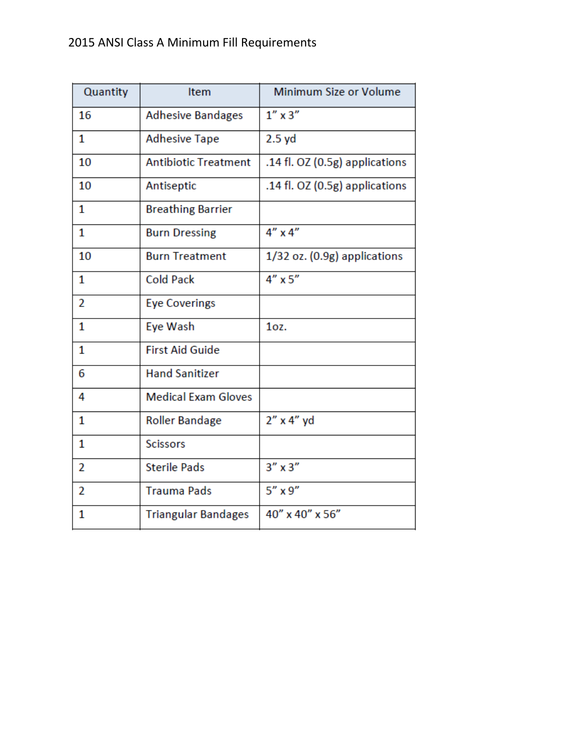# 2015 ANSI Class A Minimum Fill Requirements

| Quantity | Item | Minimum Size or Volume |
|---|---|---|
| 16 | Adhesive Bandages | 1" x 3" |
| 1 | Adhesive Tape | 2.5 yd |
| 10 | Antibiotic Treatment | .14 fl. OZ (0.5g) applications |
| 10 | Antiseptic | .14 fl. OZ (0.5g) applications |
| 1 | Breathing Barrier | |
| 1 | Burn Dressing | 4" x 4" |
| 10 | Burn Treatment | 1/32 oz. (0.9g) applications |
| 1 | Cold Pack | 4" x 5" |
| 2 | Eye Coverings | |
| 1 | Eye Wash | 1oz. |
| 1 | First Aid Guide | |
| 6 | Hand Sanitizer | |
| 4 | Medical Exam Gloves | |
| 1 | Roller Bandage | 2" x 4" yd |
| 1 | Scissors | |
| 2 | Sterile Pads | 3" x 3" |
| 2 | Trauma Pads | 5" x 9" |
| 1 | Triangular Bandages | 40" x 40" x 56" |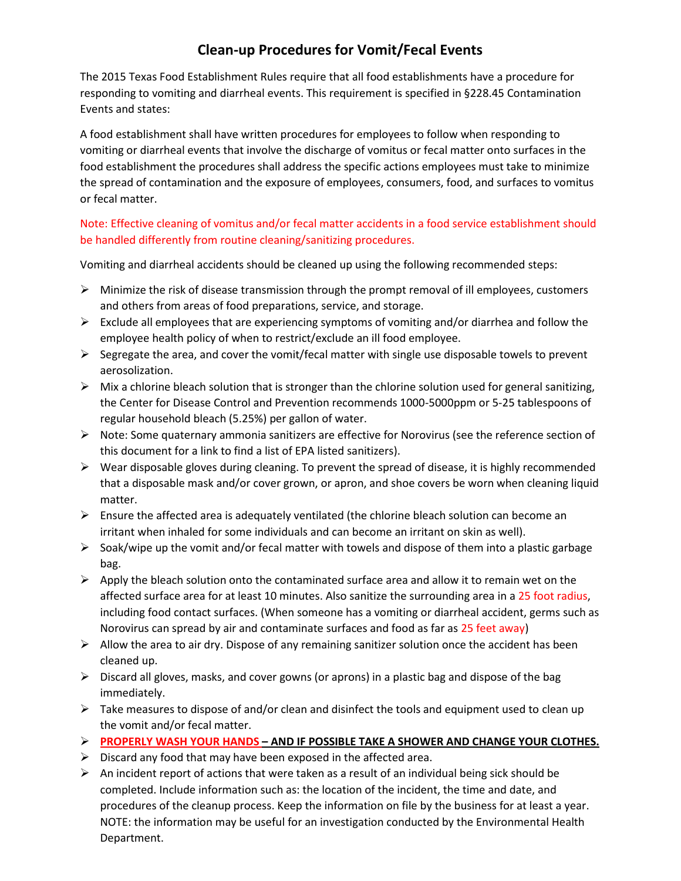# Clean-up Procedures for Vomit/Fecal Events

The 2015 Texas Food Establishment Rules require that all food establishments have a procedure for responding to vomiting and diarrheal events. This requirement is specified in §228.45 Contamination Events and states:

A food establishment shall have written procedures for employees to follow when responding to vomiting or diarrheal events that involve the discharge of vomitus or fecal matter onto surfaces in the food establishment the procedures shall address the specific actions employees must take to minimize the spread of contamination and the exposure of employees, consumers, food, and surfaces to vomitus or fecal matter.

Note: Effective cleaning of vomitus and/or fecal matter accidents in a food service establishment should be handled differently from routine cleaning/sanitizing procedures.

Vomiting and diarrheal accidents should be cleaned up using the following recommended steps:

- Minimize the risk of disease transmission through the prompt removal of ill employees, customers and others from areas of food preparations, service, and storage.
- Exclude all employees that are experiencing symptoms of vomiting and/or diarrhea and follow the employee health policy of when to restrict/exclude an ill food employee.
- Segregate the area, and cover the vomit/fecal matter with single use disposable towels to prevent aerosolization.
- Mix a chlorine bleach solution that is stronger than the chlorine solution used for general sanitizing, the Center for Disease Control and Prevention recommends 1000-5000ppm or 5-25 tablespoons of regular household bleach (5.25%) per gallon of water.
- Note: Some quaternary ammonia sanitizers are effective for Norovirus (see the reference section of this document for a link to find a list of EPA listed sanitizers).
- Wear disposable gloves during cleaning. To prevent the spread of disease, it is highly recommended that a disposable mask and/or cover grown, or apron, and shoe covers be worn when cleaning liquid matter.
- Ensure the affected area is adequately ventilated (the chlorine bleach solution can become an irritant when inhaled for some individuals and can become an irritant on skin as well).
- Soak/wipe up the vomit and/or fecal matter with towels and dispose of them into a plastic garbage bag.
- Apply the bleach solution onto the contaminated surface area and allow it to remain wet on the affected surface area for at least 10 minutes. Also sanitize the surrounding area in a 25 foot radius, including food contact surfaces. (When someone has a vomiting or diarrheal accident, germs such as Norovirus can spread by air and contaminate surfaces and food as far as 25 feet away)
- Allow the area to air dry. Dispose of any remaining sanitizer solution once the accident has been cleaned up.
- Discard all gloves, masks, and cover gowns (or aprons) in a plastic bag and dispose of the bag immediately.
- Take measures to dispose of and/or clean and disinfect the tools and equipment used to clean up the vomit and/or fecal matter.
- **PROPERLY WASH YOUR HANDS – AND IF POSSIBLE TAKE A SHOWER AND CHANGE YOUR CLOTHES.**
- Discard any food that may have been exposed in the affected area.
- An incident report of actions that were taken as a result of an individual being sick should be completed. Include information such as: the location of the incident, the time and date, and procedures of the cleanup process. Keep the information on file by the business for at least a year. NOTE: the information may be useful for an investigation conducted by the Environmental Health Department.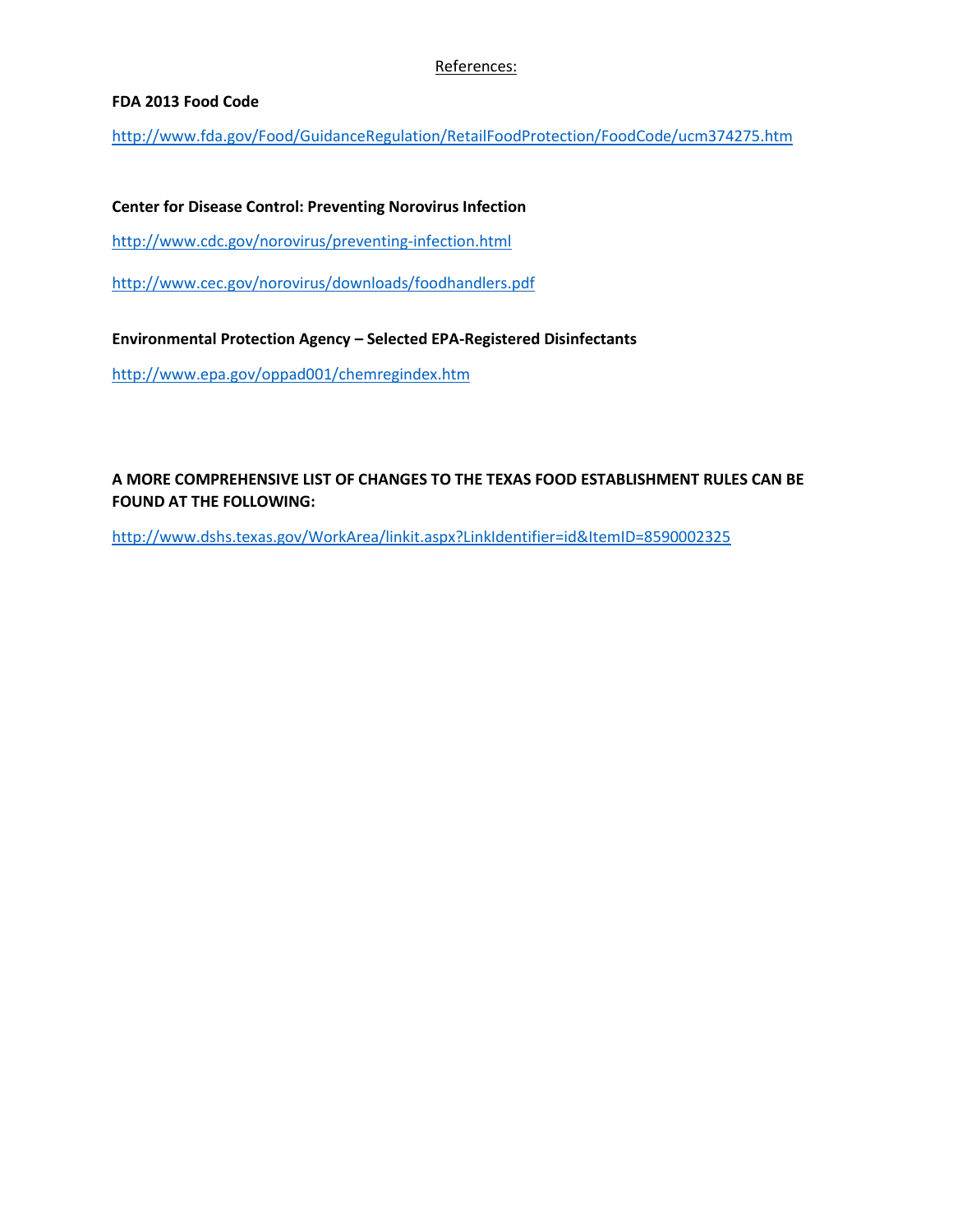References:

**FDA 2013 Food Code**

http://www.fda.gov/Food/GuidanceRegulation/RetailFoodProtection/FoodCode/ucm374275.htm

**Center for Disease Control: Preventing Norovirus Infection**

http://www.cdc.gov/norovirus/preventing-infection.html

http://www.cec.gov/norovirus/downloads/foodhandlers.pdf

**Environmental Protection Agency – Selected EPA-Registered Disinfectants**

http://www.epa.gov/oppad001/chemregindex.htm

**A MORE COMPREHENSIVE LIST OF CHANGES TO THE TEXAS FOOD ESTABLISHMENT RULES CAN BE FOUND AT THE FOLLOWING:**

http://www.dshs.texas.gov/WorkArea/linkit.aspx?LinkIdentifier=id&ItemID=8590002325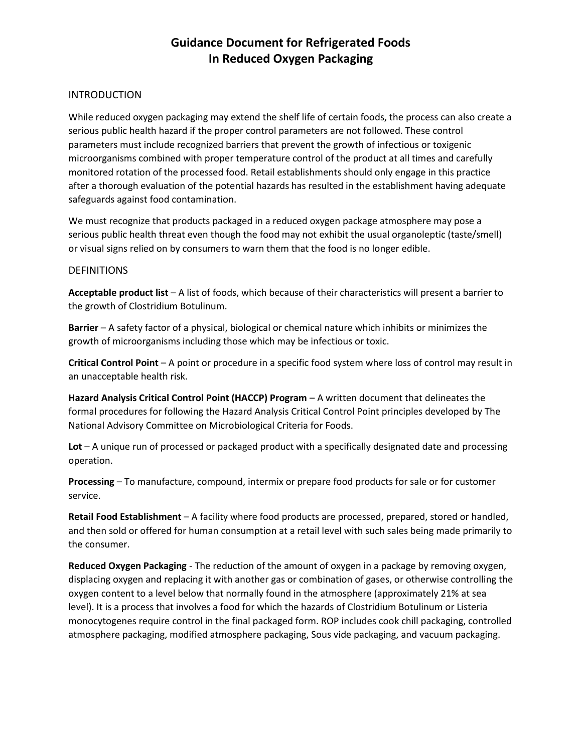# Guidance Document for Refrigerated Foods In Reduced Oxygen Packaging

## INTRODUCTION

While reduced oxygen packaging may extend the shelf life of certain foods, the process can also create a serious public health hazard if the proper control parameters are not followed. These control parameters must include recognized barriers that prevent the growth of infectious or toxigenic microorganisms combined with proper temperature control of the product at all times and carefully monitored rotation of the processed food. Retail establishments should only engage in this practice after a thorough evaluation of the potential hazards has resulted in the establishment having adequate safeguards against food contamination.

We must recognize that products packaged in a reduced oxygen package atmosphere may pose a serious public health threat even though the food may not exhibit the usual organoleptic (taste/smell) or visual signs relied on by consumers to warn them that the food is no longer edible.

## DEFINITIONS

**Acceptable product list** – A list of foods, which because of their characteristics will present a barrier to the growth of Clostridium Botulinum.

**Barrier** – A safety factor of a physical, biological or chemical nature which inhibits or minimizes the growth of microorganisms including those which may be infectious or toxic.

**Critical Control Point** – A point or procedure in a specific food system where loss of control may result in an unacceptable health risk.

**Hazard Analysis Critical Control Point (HACCP) Program** – A written document that delineates the formal procedures for following the Hazard Analysis Critical Control Point principles developed by The National Advisory Committee on Microbiological Criteria for Foods.

**Lot** – A unique run of processed or packaged product with a specifically designated date and processing operation.

**Processing** – To manufacture, compound, intermix or prepare food products for sale or for customer service.

**Retail Food Establishment** – A facility where food products are processed, prepared, stored or handled, and then sold or offered for human consumption at a retail level with such sales being made primarily to the consumer.

**Reduced Oxygen Packaging** - The reduction of the amount of oxygen in a package by removing oxygen, displacing oxygen and replacing it with another gas or combination of gases, or otherwise controlling the oxygen content to a level below that normally found in the atmosphere (approximately 21% at sea level). It is a process that involves a food for which the hazards of Clostridium Botulinum or Listeria monocytogenes require control in the final packaged form. ROP includes cook chill packaging, controlled atmosphere packaging, modified atmosphere packaging, Sous vide packaging, and vacuum packaging.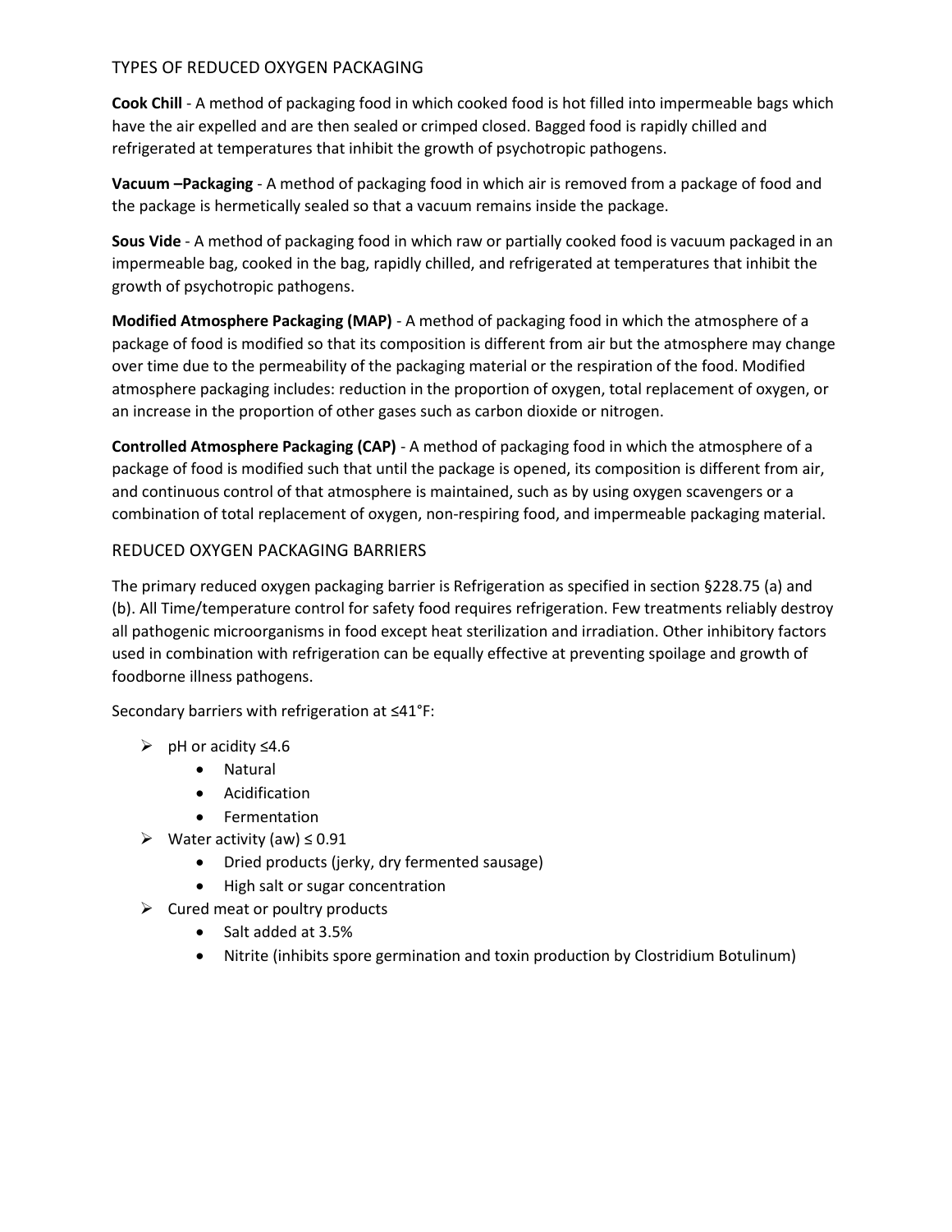## TYPES OF REDUCED OXYGEN PACKAGING

**Cook Chill** - A method of packaging food in which cooked food is hot filled into impermeable bags which have the air expelled and are then sealed or crimped closed. Bagged food is rapidly chilled and refrigerated at temperatures that inhibit the growth of psychotropic pathogens.

**Vacuum –Packaging** - A method of packaging food in which air is removed from a package of food and the package is hermetically sealed so that a vacuum remains inside the package.

**Sous Vide** - A method of packaging food in which raw or partially cooked food is vacuum packaged in an impermeable bag, cooked in the bag, rapidly chilled, and refrigerated at temperatures that inhibit the growth of psychotropic pathogens.

**Modified Atmosphere Packaging (MAP)** - A method of packaging food in which the atmosphere of a package of food is modified so that its composition is different from air but the atmosphere may change over time due to the permeability of the packaging material or the respiration of the food. Modified atmosphere packaging includes: reduction in the proportion of oxygen, total replacement of oxygen, or an increase in the proportion of other gases such as carbon dioxide or nitrogen.

**Controlled Atmosphere Packaging (CAP)** - A method of packaging food in which the atmosphere of a package of food is modified such that until the package is opened, its composition is different from air, and continuous control of that atmosphere is maintained, such as by using oxygen scavengers or a combination of total replacement of oxygen, non-respiring food, and impermeable packaging material.

## REDUCED OXYGEN PACKAGING BARRIERS

The primary reduced oxygen packaging barrier is Refrigeration as specified in section §228.75 (a) and (b). All Time/temperature control for safety food requires refrigeration. Few treatments reliably destroy all pathogenic microorganisms in food except heat sterilization and irradiation. Other inhibitory factors used in combination with refrigeration can be equally effective at preventing spoilage and growth of foodborne illness pathogens.

Secondary barriers with refrigeration at ≤41°F:

- pH or acidity ≤4.6
  - Natural
  - Acidification
  - Fermentation
- Water activity (aw) ≤ 0.91
  - Dried products (jerky, dry fermented sausage)
  - High salt or sugar concentration
- Cured meat or poultry products
  - Salt added at 3.5%
  - Nitrite (inhibits spore germination and toxin production by Clostridium Botulinum)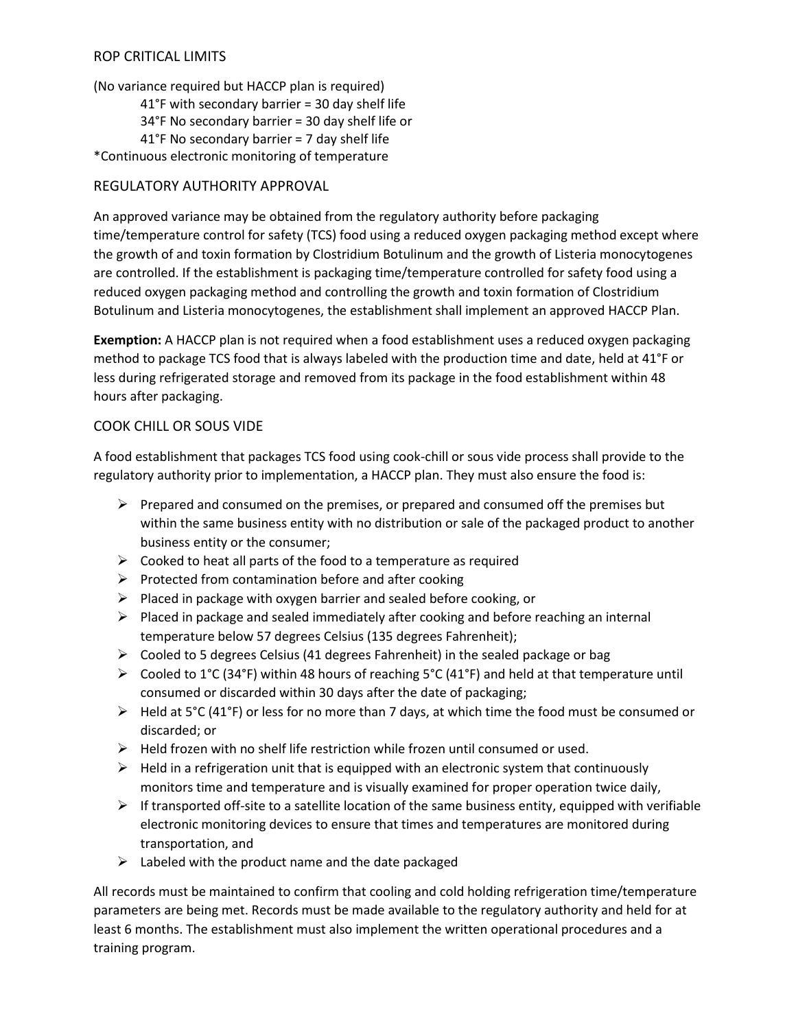## ROP CRITICAL LIMITS

(No variance required but HACCP plan is required)

41°F with secondary barrier = 30 day shelf life
34°F No secondary barrier = 30 day shelf life or
41°F No secondary barrier = 7 day shelf life

*Continuous electronic monitoring of temperature

## REGULATORY AUTHORITY APPROVAL

An approved variance may be obtained from the regulatory authority before packaging time/temperature control for safety (TCS) food using a reduced oxygen packaging method except where the growth of and toxin formation by Clostridium Botulinum and the growth of Listeria monocytogenes are controlled. If the establishment is packaging time/temperature controlled for safety food using a reduced oxygen packaging method and controlling the growth and toxin formation of Clostridium Botulinum and Listeria monocytogenes, the establishment shall implement an approved HACCP Plan.

**Exemption:** A HACCP plan is not required when a food establishment uses a reduced oxygen packaging method to package TCS food that is always labeled with the production time and date, held at 41°F or less during refrigerated storage and removed from its package in the food establishment within 48 hours after packaging.

## COOK CHILL OR SOUS VIDE

A food establishment that packages TCS food using cook-chill or sous vide process shall provide to the regulatory authority prior to implementation, a HACCP plan. They must also ensure the food is:

- Prepared and consumed on the premises, or prepared and consumed off the premises but within the same business entity with no distribution or sale of the packaged product to another business entity or the consumer;
- Cooked to heat all parts of the food to a temperature as required
- Protected from contamination before and after cooking
- Placed in package with oxygen barrier and sealed before cooking, or
- Placed in package and sealed immediately after cooking and before reaching an internal temperature below 57 degrees Celsius (135 degrees Fahrenheit);
- Cooled to 5 degrees Celsius (41 degrees Fahrenheit) in the sealed package or bag
- Cooled to 1°C (34°F) within 48 hours of reaching 5°C (41°F) and held at that temperature until consumed or discarded within 30 days after the date of packaging;
- Held at 5°C (41°F) or less for no more than 7 days, at which time the food must be consumed or discarded; or
- Held frozen with no shelf life restriction while frozen until consumed or used.
- Held in a refrigeration unit that is equipped with an electronic system that continuously monitors time and temperature and is visually examined for proper operation twice daily,
- If transported off-site to a satellite location of the same business entity, equipped with verifiable electronic monitoring devices to ensure that times and temperatures are monitored during transportation, and
- Labeled with the product name and the date packaged

All records must be maintained to confirm that cooling and cold holding refrigeration time/temperature parameters are being met. Records must be made available to the regulatory authority and held for at least 6 months. The establishment must also implement the written operational procedures and a training program.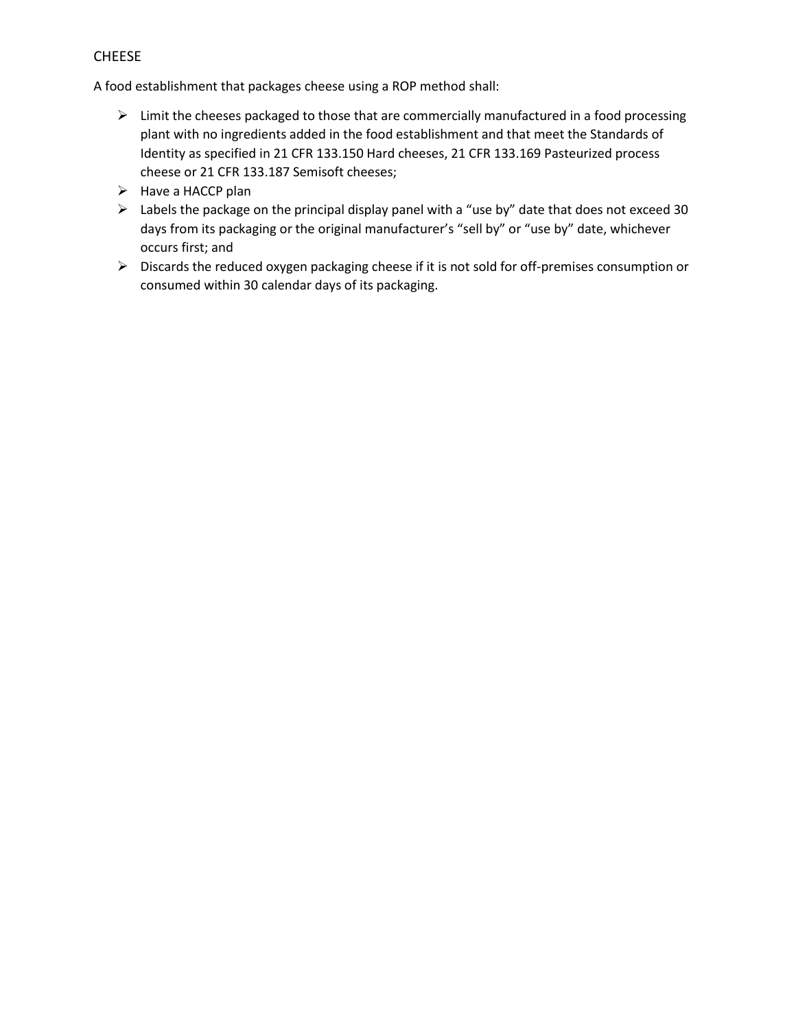## CHEESE

A food establishment that packages cheese using a ROP method shall:

- Limit the cheeses packaged to those that are commercially manufactured in a food processing plant with no ingredients added in the food establishment and that meet the Standards of Identity as specified in 21 CFR 133.150 Hard cheeses, 21 CFR 133.169 Pasteurized process cheese or 21 CFR 133.187 Semisoft cheeses;
- Have a HACCP plan
- Labels the package on the principal display panel with a "use by" date that does not exceed 30 days from its packaging or the original manufacturer's "sell by" or "use by" date, whichever occurs first; and
- Discards the reduced oxygen packaging cheese if it is not sold for off-premises consumption or consumed within 30 calendar days of its packaging.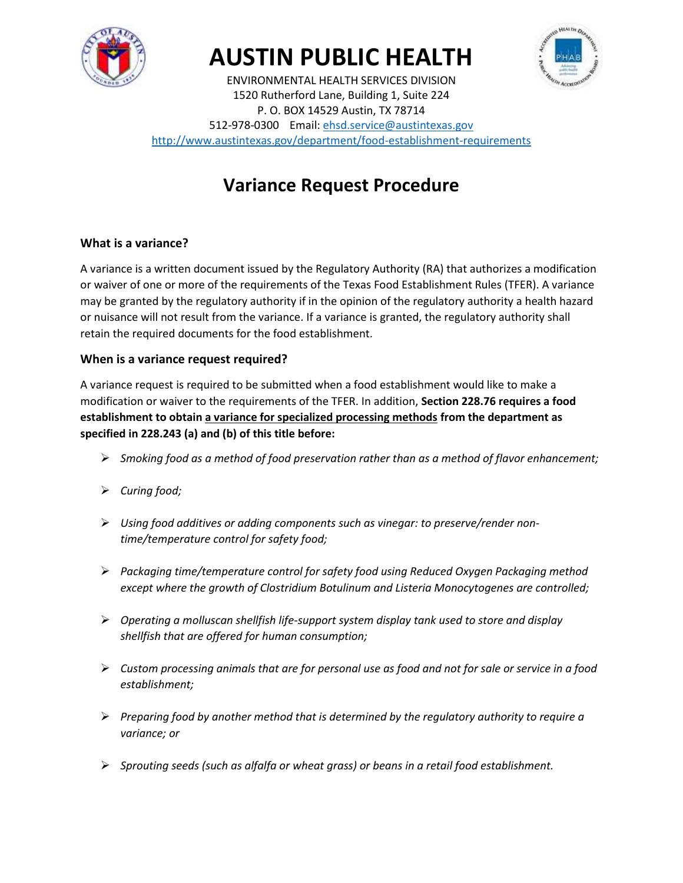# AUSTIN PUBLIC HEALTH

ENVIRONMENTAL HEALTH SERVICES DIVISION
1520 Rutherford Lane, Building 1, Suite 224
P. O. BOX 14529 Austin, TX 78714
512-978-0300 Email: ehsd.service@austintexas.gov
http://www.austintexas.gov/department/food-establishment-requirements

## Variance Request Procedure

### What is a variance?

A variance is a written document issued by the Regulatory Authority (RA) that authorizes a modification or waiver of one or more of the requirements of the Texas Food Establishment Rules (TFER). A variance may be granted by the regulatory authority if in the opinion of the regulatory authority a health hazard or nuisance will not result from the variance. If a variance is granted, the regulatory authority shall retain the required documents for the food establishment.

### When is a variance request required?

A variance request is required to be submitted when a food establishment would like to make a modification or waiver to the requirements of the TFER. In addition, **Section 228.76 requires a food establishment to obtain a variance for specialized processing methods from the department as specified in 228.243 (a) and (b) of this title before:**

- *Smoking food as a method of food preservation rather than as a method of flavor enhancement;*
- *Curing food;*
- *Using food additives or adding components such as vinegar: to preserve/render non-time/temperature control for safety food;*
- *Packaging time/temperature control for safety food using Reduced Oxygen Packaging method except where the growth of Clostridium Botulinum and Listeria Monocytogenes are controlled;*
- *Operating a molluscan shellfish life-support system display tank used to store and display shellfish that are offered for human consumption;*
- *Custom processing animals that are for personal use as food and not for sale or service in a food establishment;*
- *Preparing food by another method that is determined by the regulatory authority to require a variance; or*
- *Sprouting seeds (such as alfalfa or wheat grass) or beans in a retail food establishment.*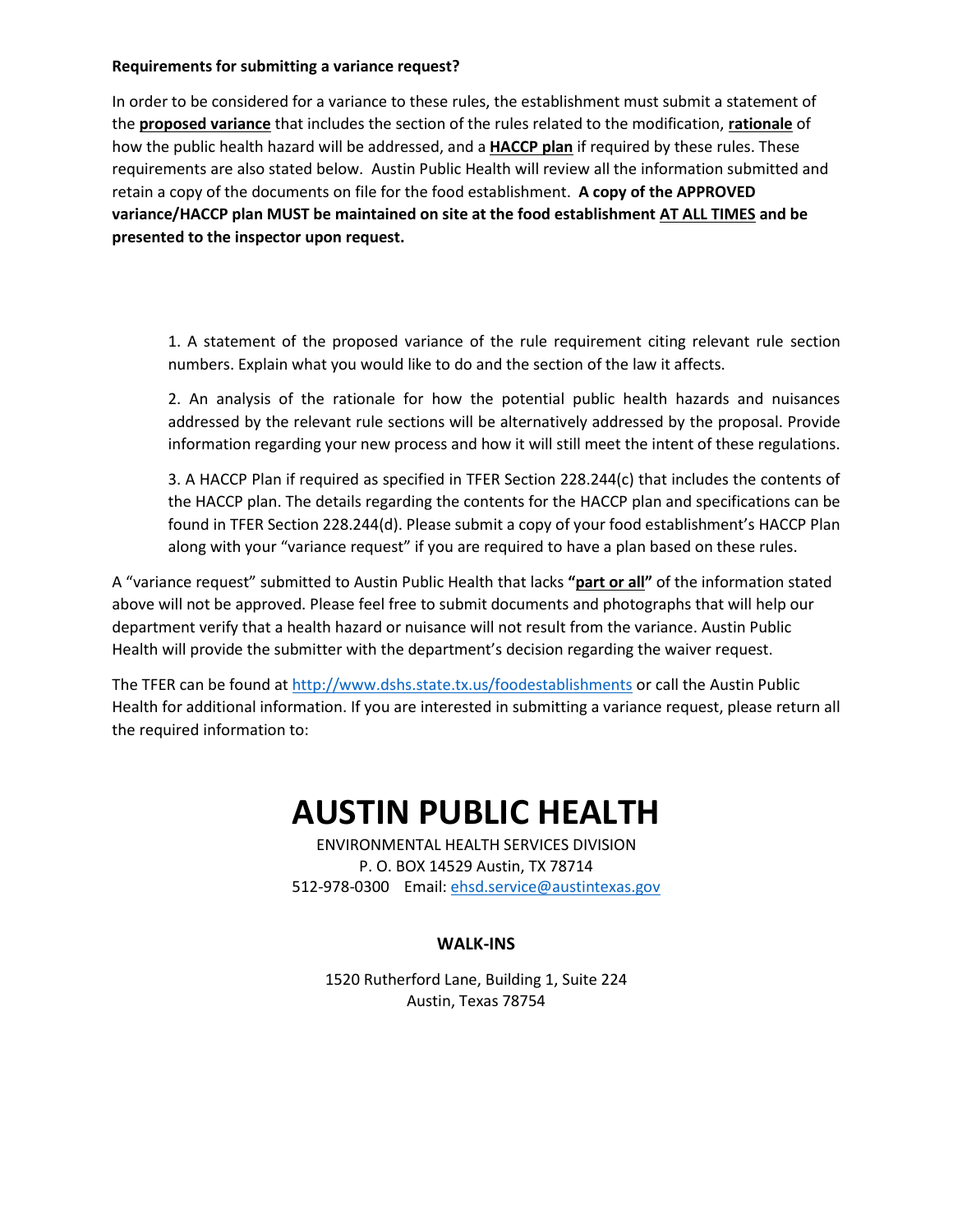**Requirements for submitting a variance request?**

In order to be considered for a variance to these rules, the establishment must submit a statement of the **proposed variance** that includes the section of the rules related to the modification, **rationale** of how the public health hazard will be addressed, and a **HACCP plan** if required by these rules. These requirements are also stated below. Austin Public Health will review all the information submitted and retain a copy of the documents on file for the food establishment. **A copy of the APPROVED variance/HACCP plan MUST be maintained on site at the food establishment AT ALL TIMES and be presented to the inspector upon request.**

1. A statement of the proposed variance of the rule requirement citing relevant rule section numbers. Explain what you would like to do and the section of the law it affects.

2. An analysis of the rationale for how the potential public health hazards and nuisances addressed by the relevant rule sections will be alternatively addressed by the proposal. Provide information regarding your new process and how it will still meet the intent of these regulations.

3. A HACCP Plan if required as specified in TFER Section 228.244(c) that includes the contents of the HACCP plan. The details regarding the contents for the HACCP plan and specifications can be found in TFER Section 228.244(d). Please submit a copy of your food establishment's HACCP Plan along with your "variance request" if you are required to have a plan based on these rules.

A "variance request" submitted to Austin Public Health that lacks **"part or all"** of the information stated above will not be approved. Please feel free to submit documents and photographs that will help our department verify that a health hazard or nuisance will not result from the variance. Austin Public Health will provide the submitter with the department's decision regarding the waiver request.

The TFER can be found at http://www.dshs.state.tx.us/foodestablishments or call the Austin Public Health for additional information. If you are interested in submitting a variance request, please return all the required information to:

# AUSTIN PUBLIC HEALTH

ENVIRONMENTAL HEALTH SERVICES DIVISION
P. O. BOX 14529 Austin, TX 78714
512-978-0300 Email: ehsd.service@austintexas.gov

**WALK-INS**

1520 Rutherford Lane, Building 1, Suite 224
Austin, Texas 78754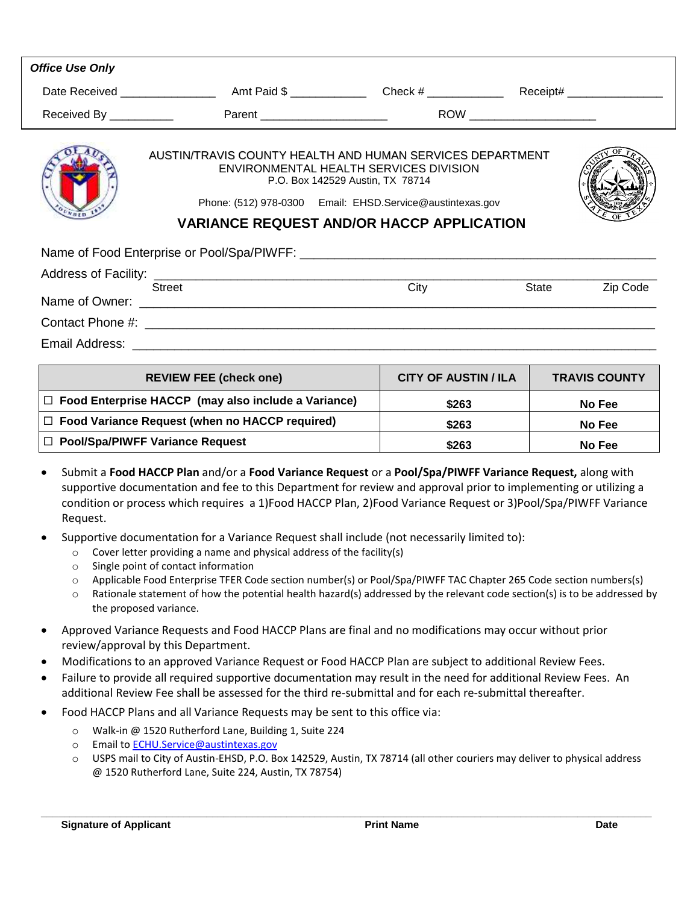**Office Use Only**

Date Received _______________ Amt Paid $ ____________ Check # ____________ Receipt# _______________

Received By __________ Parent ____________________ ROW ____________________

AUSTIN/TRAVIS COUNTY HEALTH AND HUMAN SERVICES DEPARTMENT
ENVIRONMENTAL HEALTH SERVICES DIVISION
P.O. Box 142529 Austin, TX 78714

Phone: (512) 978-0300 Email: EHSD.Service@austintexas.gov

## VARIANCE REQUEST AND/OR HACCP APPLICATION

Name of Food Enterprise or Pool/Spa/PIWFF: ______________________________________________

Address of Facility: ______________________________________________________________
Street City State Zip Code

Name of Owner: __________________________________________________________________

Contact Phone #: ________________________________________________________________

Email Address: __________________________________________________________________

| REVIEW FEE (check one) | CITY OF AUSTIN / ILA | TRAVIS COUNTY |
|---|---|---|
| ☐ **Food Enterprise HACCP (may also include a Variance)** | **$263** | **No Fee** |
| ☐ **Food Variance Request (when no HACCP required)** | **$263** | **No Fee** |
| ☐ **Pool/Spa/PIWFF Variance Request** | **$263** | **No Fee** |

- Submit a **Food HACCP Plan** and/or a **Food Variance Request** or a **Pool/Spa/PIWFF Variance Request,** along with supportive documentation and fee to this Department for review and approval prior to implementing or utilizing a condition or process which requires a 1)Food HACCP Plan, 2)Food Variance Request or 3)Pool/Spa/PIWFF Variance Request.
- Supportive documentation for a Variance Request shall include (not necessarily limited to):
  - Cover letter providing a name and physical address of the facility(s)
  - Single point of contact information
  - Applicable Food Enterprise TFER Code section number(s) or Pool/Spa/PIWFF TAC Chapter 265 Code section numbers(s)
  - Rationale statement of how the potential health hazard(s) addressed by the relevant code section(s) is to be addressed by the proposed variance.
- Approved Variance Requests and Food HACCP Plans are final and no modifications may occur without prior review/approval by this Department.
- Modifications to an approved Variance Request or Food HACCP Plan are subject to additional Review Fees.
- Failure to provide all required supportive documentation may result in the need for additional Review Fees. An additional Review Fee shall be assessed for the third re-submittal and for each re-submittal thereafter.
- Food HACCP Plans and all Variance Requests may be sent to this office via:
  - Walk-in @ 1520 Rutherford Lane, Building 1, Suite 224
  - Email to ECHU.Service@austintexas.gov
  - USPS mail to City of Austin-EHSD, P.O. Box 142529, Austin, TX 78714 (all other couriers may deliver to physical address @ 1520 Rutherford Lane, Suite 224, Austin, TX 78754)

______________________________________________________________________________

**Signature of Applicant** **Print Name** **Date**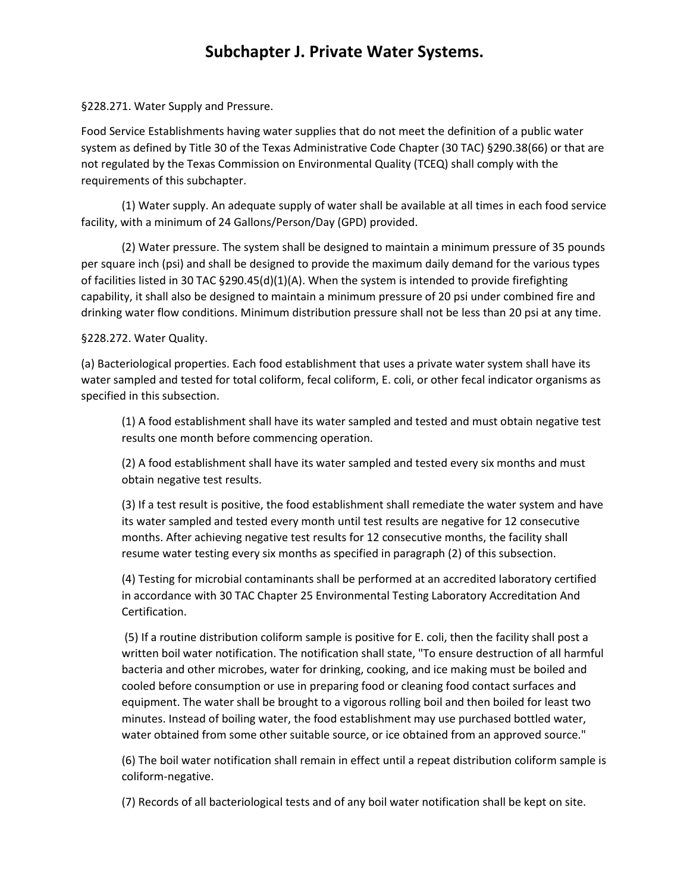# Subchapter J. Private Water Systems.

§228.271. Water Supply and Pressure.

Food Service Establishments having water supplies that do not meet the definition of a public water system as defined by Title 30 of the Texas Administrative Code Chapter (30 TAC) §290.38(66) or that are not regulated by the Texas Commission on Environmental Quality (TCEQ) shall comply with the requirements of this subchapter.

(1) Water supply. An adequate supply of water shall be available at all times in each food service facility, with a minimum of 24 Gallons/Person/Day (GPD) provided.

(2) Water pressure. The system shall be designed to maintain a minimum pressure of 35 pounds per square inch (psi) and shall be designed to provide the maximum daily demand for the various types of facilities listed in 30 TAC §290.45(d)(1)(A). When the system is intended to provide firefighting capability, it shall also be designed to maintain a minimum pressure of 20 psi under combined fire and drinking water flow conditions. Minimum distribution pressure shall not be less than 20 psi at any time.

§228.272. Water Quality.

(a) Bacteriological properties. Each food establishment that uses a private water system shall have its water sampled and tested for total coliform, fecal coliform, E. coli, or other fecal indicator organisms as specified in this subsection.

(1) A food establishment shall have its water sampled and tested and must obtain negative test results one month before commencing operation.

(2) A food establishment shall have its water sampled and tested every six months and must obtain negative test results.

(3) If a test result is positive, the food establishment shall remediate the water system and have its water sampled and tested every month until test results are negative for 12 consecutive months. After achieving negative test results for 12 consecutive months, the facility shall resume water testing every six months as specified in paragraph (2) of this subsection.

(4) Testing for microbial contaminants shall be performed at an accredited laboratory certified in accordance with 30 TAC Chapter 25 Environmental Testing Laboratory Accreditation And Certification.

(5) If a routine distribution coliform sample is positive for E. coli, then the facility shall post a written boil water notification. The notification shall state, "To ensure destruction of all harmful bacteria and other microbes, water for drinking, cooking, and ice making must be boiled and cooled before consumption or use in preparing food or cleaning food contact surfaces and equipment. The water shall be brought to a vigorous rolling boil and then boiled for least two minutes. Instead of boiling water, the food establishment may use purchased bottled water, water obtained from some other suitable source, or ice obtained from an approved source."

(6) The boil water notification shall remain in effect until a repeat distribution coliform sample is coliform-negative.

(7) Records of all bacteriological tests and of any boil water notification shall be kept on site.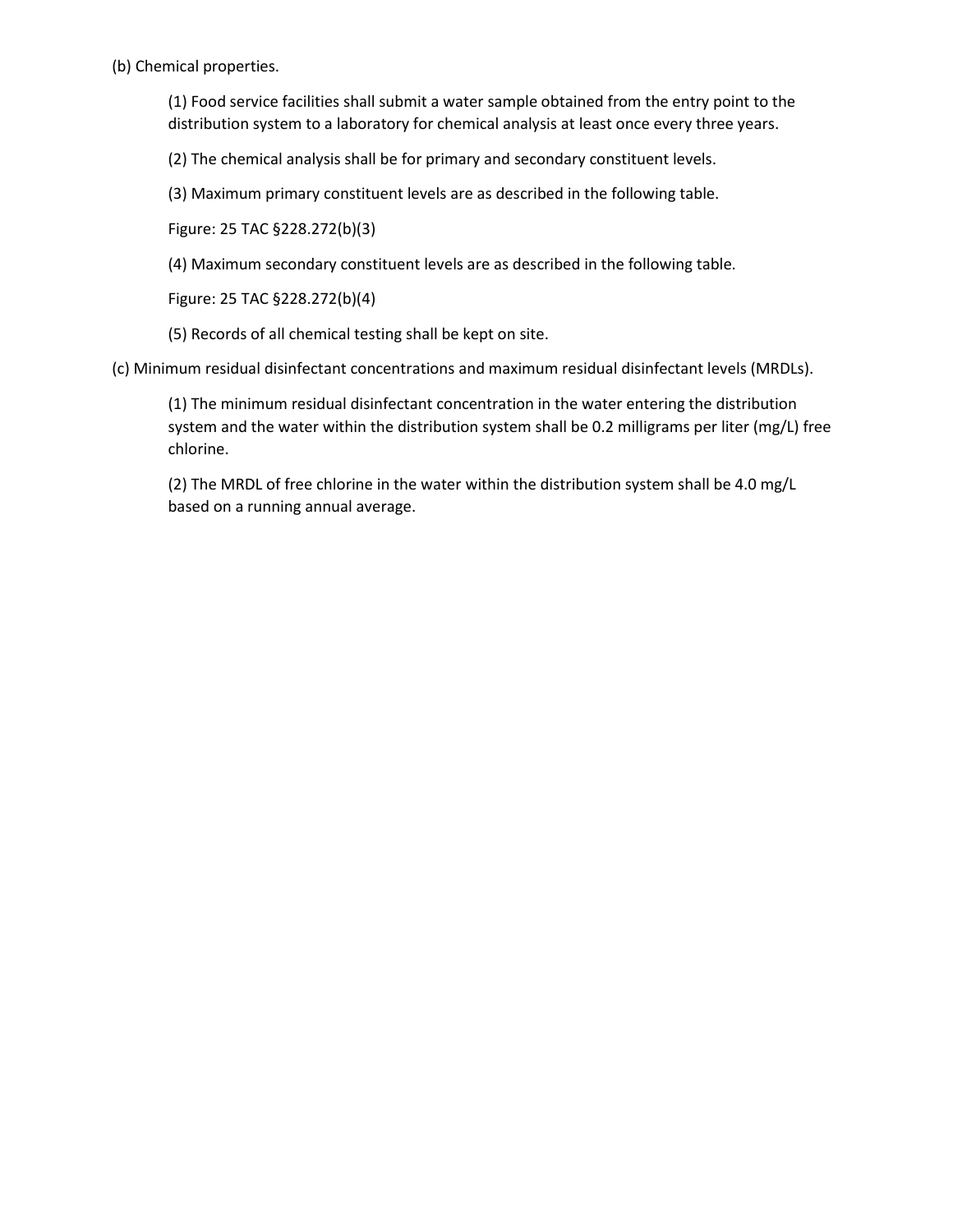(b) Chemical properties.

(1) Food service facilities shall submit a water sample obtained from the entry point to the distribution system to a laboratory for chemical analysis at least once every three years.

(2) The chemical analysis shall be for primary and secondary constituent levels.

(3) Maximum primary constituent levels are as described in the following table.

Figure: 25 TAC §228.272(b)(3)

(4) Maximum secondary constituent levels are as described in the following table.

Figure: 25 TAC §228.272(b)(4)

(5) Records of all chemical testing shall be kept on site.

(c) Minimum residual disinfectant concentrations and maximum residual disinfectant levels (MRDLs).

(1) The minimum residual disinfectant concentration in the water entering the distribution system and the water within the distribution system shall be 0.2 milligrams per liter (mg/L) free chlorine.

(2) The MRDL of free chlorine in the water within the distribution system shall be 4.0 mg/L based on a running annual average.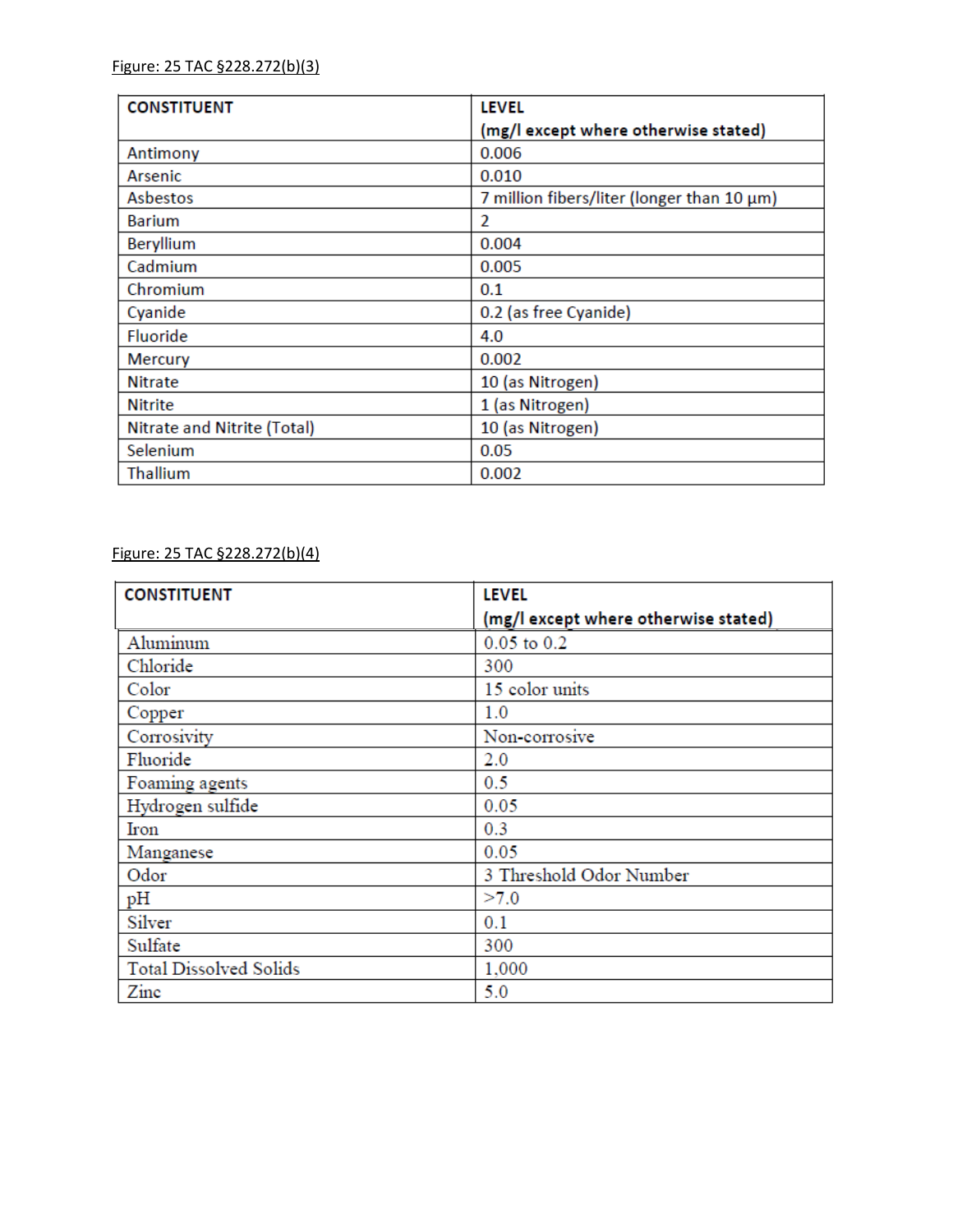Figure: 25 TAC §228.272(b)(3)

| CONSTITUENT | LEVEL (mg/l except where otherwise stated) |
|---|---|
| Antimony | 0.006 |
| Arsenic | 0.010 |
| Asbestos | 7 million fibers/liter (longer than 10 μm) |
| Barium | 2 |
| Beryllium | 0.004 |
| Cadmium | 0.005 |
| Chromium | 0.1 |
| Cyanide | 0.2 (as free Cyanide) |
| Fluoride | 4.0 |
| Mercury | 0.002 |
| Nitrate | 10 (as Nitrogen) |
| Nitrite | 1 (as Nitrogen) |
| Nitrate and Nitrite (Total) | 10 (as Nitrogen) |
| Selenium | 0.05 |
| Thallium | 0.002 |

Figure: 25 TAC §228.272(b)(4)

| CONSTITUENT | LEVEL (mg/l except where otherwise stated) |
|---|---|
| Aluminum | 0.05 to 0.2 |
| Chloride | 300 |
| Color | 15 color units |
| Copper | 1.0 |
| Corrosivity | Non-corrosive |
| Fluoride | 2.0 |
| Foaming agents | 0.5 |
| Hydrogen sulfide | 0.05 |
| Iron | 0.3 |
| Manganese | 0.05 |
| Odor | 3 Threshold Odor Number |
| pH | >7.0 |
| Silver | 0.1 |
| Sulfate | 300 |
| Total Dissolved Solids | 1,000 |
| Zinc | 5.0 |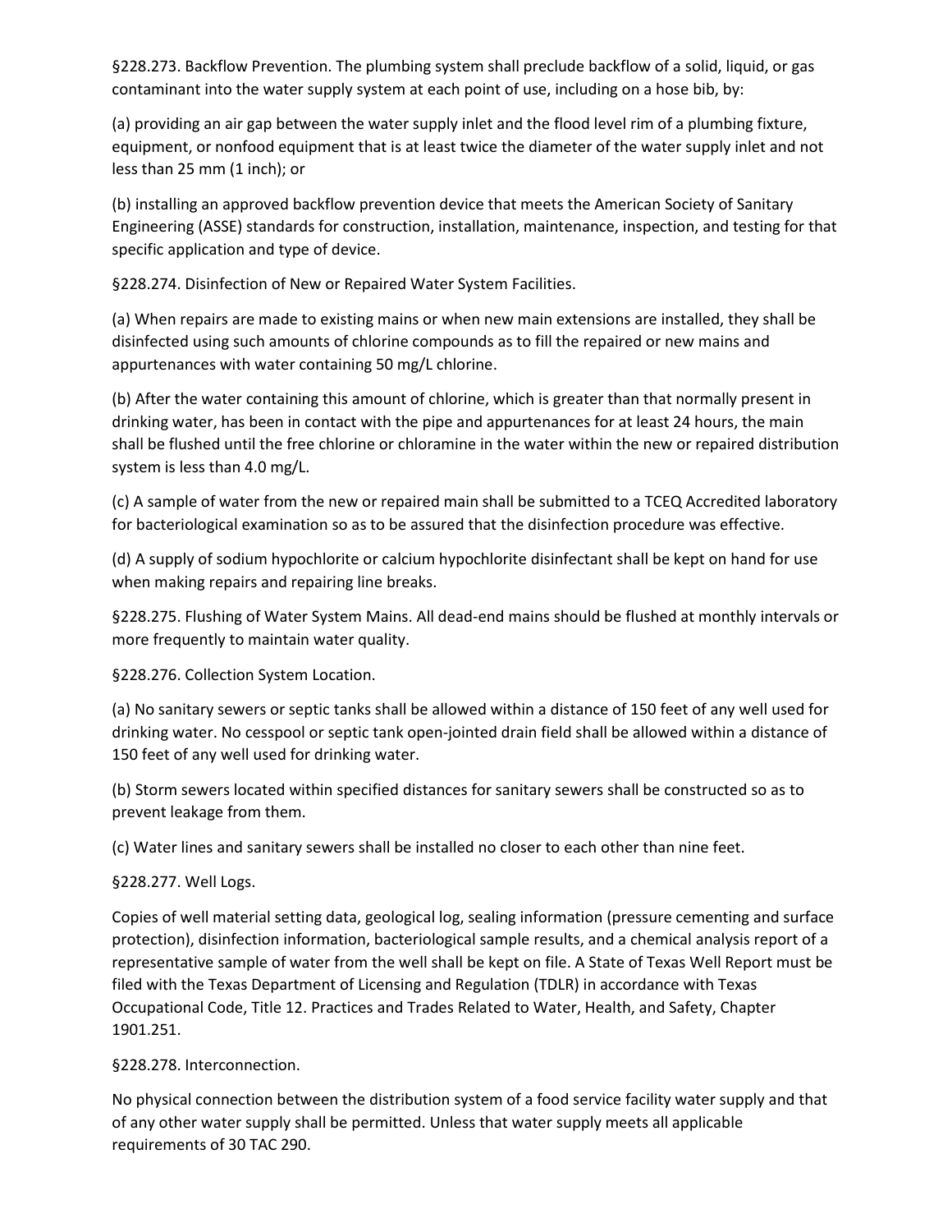§228.273. Backflow Prevention. The plumbing system shall preclude backflow of a solid, liquid, or gas contaminant into the water supply system at each point of use, including on a hose bib, by:

(a) providing an air gap between the water supply inlet and the flood level rim of a plumbing fixture, equipment, or nonfood equipment that is at least twice the diameter of the water supply inlet and not less than 25 mm (1 inch); or

(b) installing an approved backflow prevention device that meets the American Society of Sanitary Engineering (ASSE) standards for construction, installation, maintenance, inspection, and testing for that specific application and type of device.

§228.274. Disinfection of New or Repaired Water System Facilities.

(a) When repairs are made to existing mains or when new main extensions are installed, they shall be disinfected using such amounts of chlorine compounds as to fill the repaired or new mains and appurtenances with water containing 50 mg/L chlorine.

(b) After the water containing this amount of chlorine, which is greater than that normally present in drinking water, has been in contact with the pipe and appurtenances for at least 24 hours, the main shall be flushed until the free chlorine or chloramine in the water within the new or repaired distribution system is less than 4.0 mg/L.

(c) A sample of water from the new or repaired main shall be submitted to a TCEQ Accredited laboratory for bacteriological examination so as to be assured that the disinfection procedure was effective.

(d) A supply of sodium hypochlorite or calcium hypochlorite disinfectant shall be kept on hand for use when making repairs and repairing line breaks.

§228.275. Flushing of Water System Mains. All dead-end mains should be flushed at monthly intervals or more frequently to maintain water quality.

§228.276. Collection System Location.

(a) No sanitary sewers or septic tanks shall be allowed within a distance of 150 feet of any well used for drinking water. No cesspool or septic tank open-jointed drain field shall be allowed within a distance of 150 feet of any well used for drinking water.

(b) Storm sewers located within specified distances for sanitary sewers shall be constructed so as to prevent leakage from them.

(c) Water lines and sanitary sewers shall be installed no closer to each other than nine feet.

§228.277. Well Logs.

Copies of well material setting data, geological log, sealing information (pressure cementing and surface protection), disinfection information, bacteriological sample results, and a chemical analysis report of a representative sample of water from the well shall be kept on file. A State of Texas Well Report must be filed with the Texas Department of Licensing and Regulation (TDLR) in accordance with Texas Occupational Code, Title 12. Practices and Trades Related to Water, Health, and Safety, Chapter 1901.251.

§228.278. Interconnection.

No physical connection between the distribution system of a food service facility water supply and that of any other water supply shall be permitted. Unless that water supply meets all applicable requirements of 30 TAC 290.